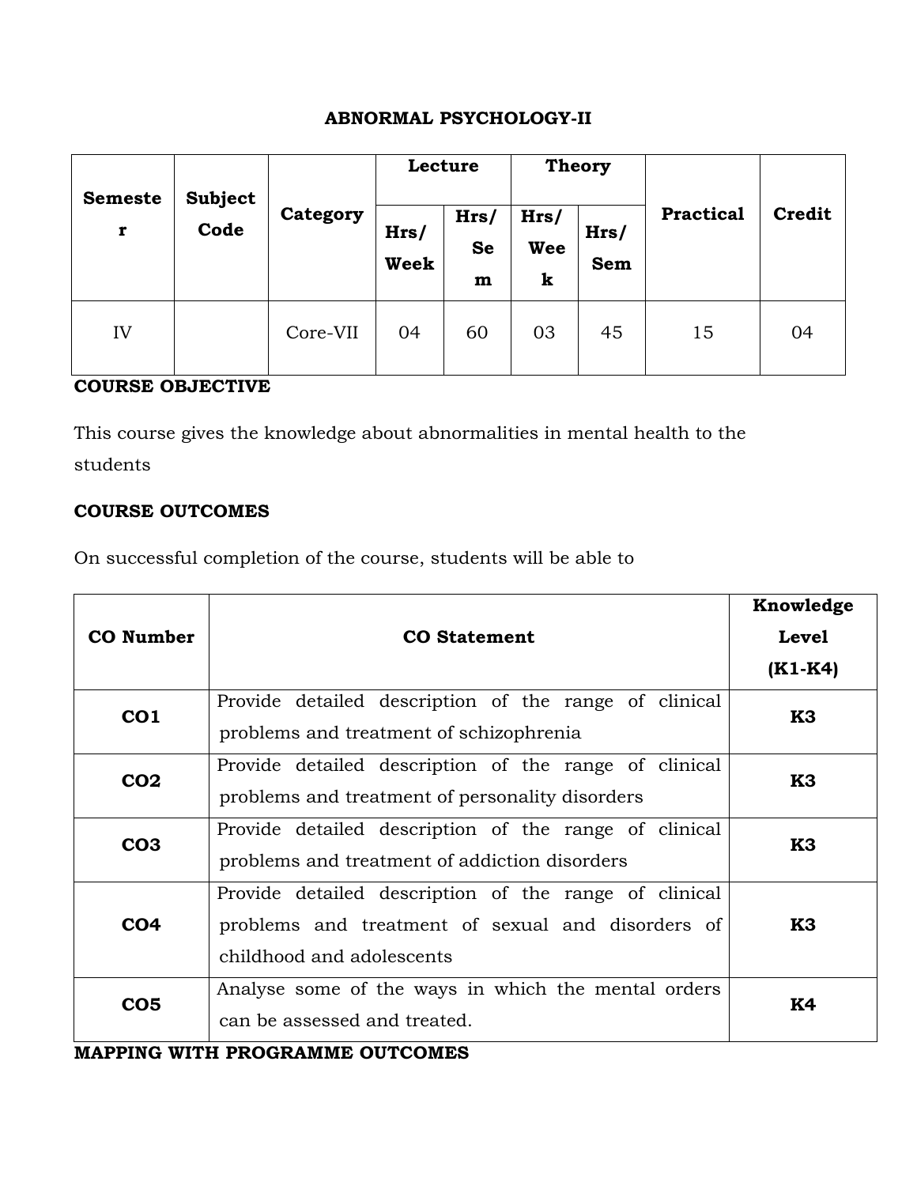# ABNORMAL PSYCHOLOGY-II

| Semester | Subject Code | Category | Lecture | | Theory | | Practical | Credit |
|---|---|---|---|---|---|---|---|---|
| | | | Hrs/ Week | Hrs/ Sem | Hrs/ Week | Hrs/ Sem | | |
| IV | | Core-VII | 04 | 60 | 03 | 45 | 15 | 04 |

**COURSE OBJECTIVE**

This course gives the knowledge about abnormalities in mental health to the students

**COURSE OUTCOMES**

On successful completion of the course, students will be able to

| CO Number | CO Statement | Knowledge Level (K1-K4) |
|---|---|---|
| **CO1** | Provide detailed description of the range of clinical problems and treatment of schizophrenia | **K3** |
| **CO2** | Provide detailed description of the range of clinical problems and treatment of personality disorders | **K3** |
| **CO3** | Provide detailed description of the range of clinical problems and treatment of addiction disorders | **K3** |
| **CO4** | Provide detailed description of the range of clinical problems and treatment of sexual and disorders of childhood and adolescents | **K3** |
| **CO5** | Analyse some of the ways in which the mental orders can be assessed and treated. | **K4** |

**MAPPING WITH PROGRAMME OUTCOMES**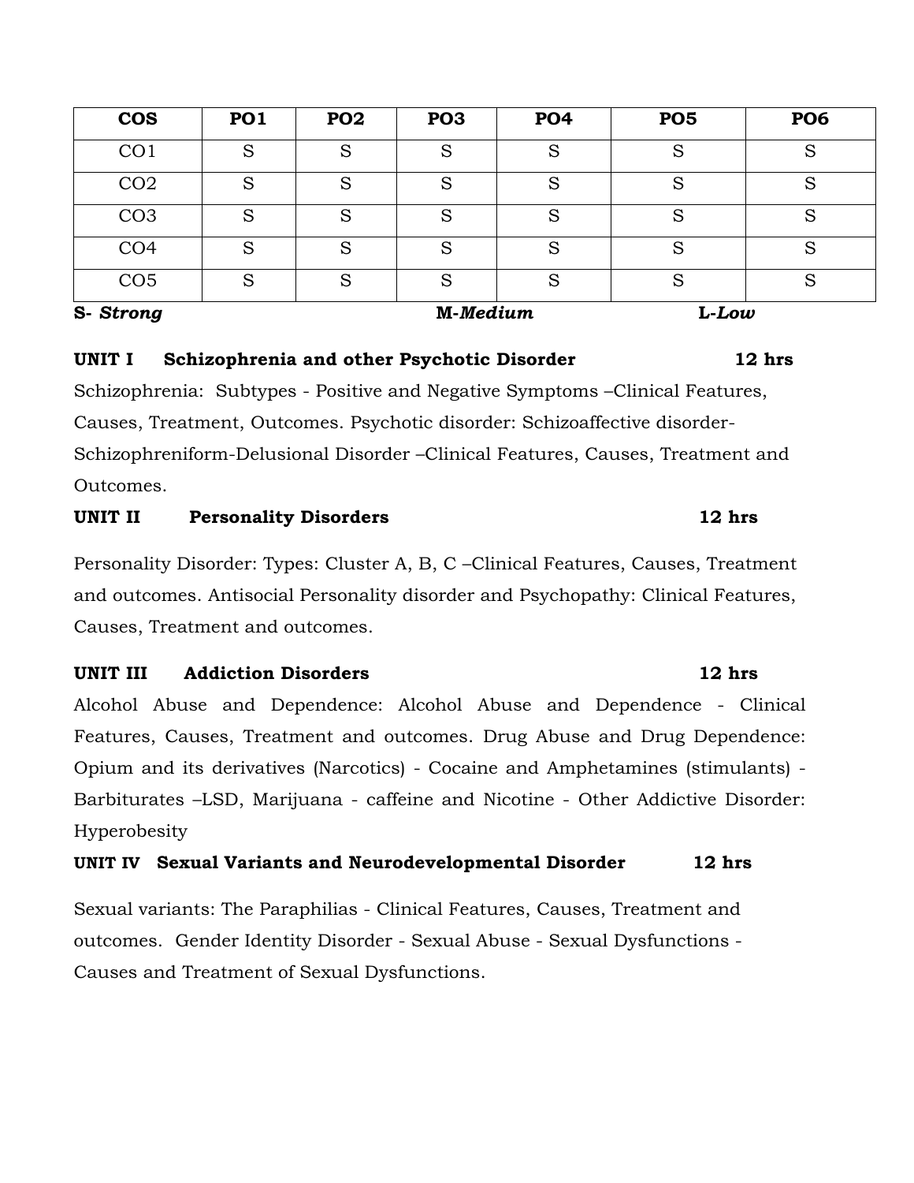| COS | PO1 | PO2 | PO3 | PO4 | PO5 | PO6 |
|---|---|---|---|---|---|---|
| CO1 | S | S | S | S | S | S |
| CO2 | S | S | S | S | S | S |
| CO3 | S | S | S | S | S | S |
| CO4 | S | S | S | S | S | S |
| CO5 | S | S | S | S | S | S |

**S-** ***Strong*** **M-*Medium*** **L-*Low***

**UNIT I Schizophrenia and other Psychotic Disorder 12 hrs**

Schizophrenia: Subtypes - Positive and Negative Symptoms –Clinical Features, Causes, Treatment, Outcomes. Psychotic disorder: Schizoaffective disorder-Schizophreniform-Delusional Disorder –Clinical Features, Causes, Treatment and Outcomes.

**UNIT II Personality Disorders 12 hrs**

Personality Disorder: Types: Cluster A, B, C –Clinical Features, Causes, Treatment and outcomes. Antisocial Personality disorder and Psychopathy: Clinical Features, Causes, Treatment and outcomes.

**UNIT III Addiction Disorders 12 hrs**

Alcohol Abuse and Dependence: Alcohol Abuse and Dependence - Clinical Features, Causes, Treatment and outcomes. Drug Abuse and Drug Dependence: Opium and its derivatives (Narcotics) - Cocaine and Amphetamines (stimulants) - Barbiturates –LSD, Marijuana - caffeine and Nicotine - Other Addictive Disorder: Hyperobesity

**UNIT IV Sexual Variants and Neurodevelopmental Disorder 12 hrs**

Sexual variants: The Paraphilias - Clinical Features, Causes, Treatment and outcomes. Gender Identity Disorder - Sexual Abuse - Sexual Dysfunctions - Causes and Treatment of Sexual Dysfunctions.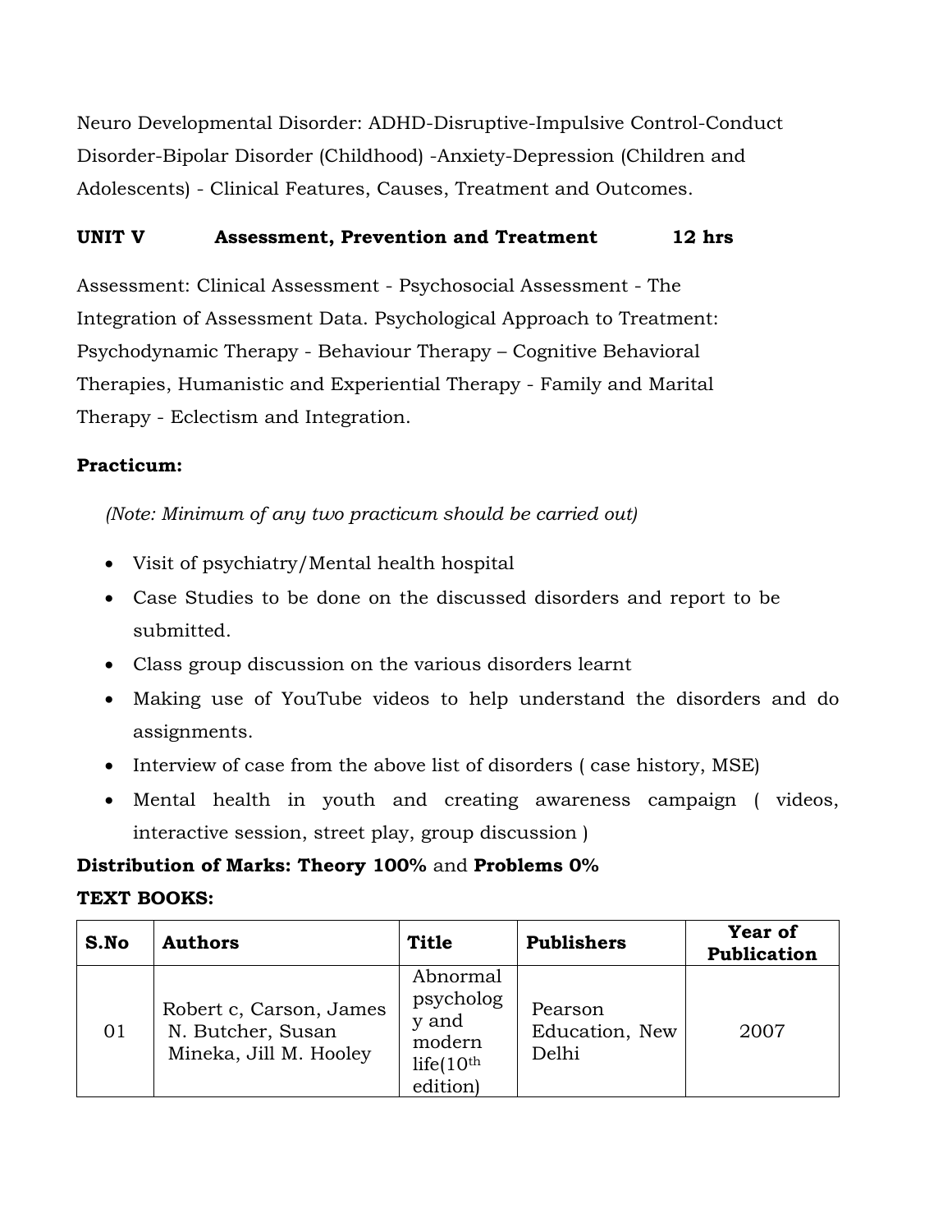Neuro Developmental Disorder: ADHD-Disruptive-Impulsive Control-Conduct Disorder-Bipolar Disorder (Childhood) -Anxiety-Depression (Children and Adolescents) - Clinical Features, Causes, Treatment and Outcomes.

**UNIT V Assessment, Prevention and Treatment 12 hrs**

Assessment: Clinical Assessment - Psychosocial Assessment - The Integration of Assessment Data. Psychological Approach to Treatment: Psychodynamic Therapy - Behaviour Therapy – Cognitive Behavioral Therapies, Humanistic and Experiential Therapy - Family and Marital Therapy - Eclectism and Integration.

**Practicum:**

*(Note: Minimum of any two practicum should be carried out)*

- Visit of psychiatry/Mental health hospital
- Case Studies to be done on the discussed disorders and report to be submitted.
- Class group discussion on the various disorders learnt
- Making use of YouTube videos to help understand the disorders and do assignments.
- Interview of case from the above list of disorders ( case history, MSE)
- Mental health in youth and creating awareness campaign ( videos, interactive session, street play, group discussion )

**Distribution of Marks: Theory 100%** and **Problems 0%**

**TEXT BOOKS:**

| S.No | Authors | Title | Publishers | Year of Publication |
|---|---|---|---|---|
| 01 | Robert c, Carson, James N. Butcher, Susan Mineka, Jill M. Hooley | Abnormal psychology and modern life(10th edition) | Pearson Education, New Delhi | 2007 |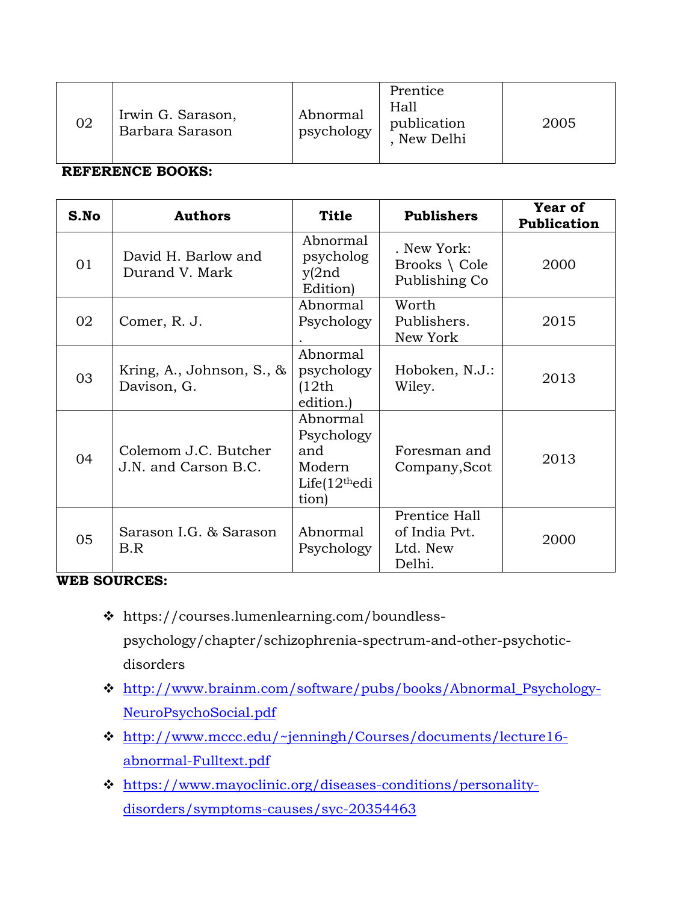| | | | | |
|---|---|---|---|---|
| 02 | Irwin G. Sarason, Barbara Sarason | Abnormal psychology | Prentice Hall publication , New Delhi | 2005 |

**REFERENCE BOOKS:**

| S.No | Authors | Title | Publishers | Year of Publication |
|---|---|---|---|---|
| 01 | David H. Barlow and Durand V. Mark | Abnormal psychology(2nd Edition) | . New York: Brooks \ Cole Publishing Co | 2000 |
| 02 | Comer, R. J. | Abnormal Psychology. | Worth Publishers. New York | 2015 |
| 03 | Kring, A., Johnson, S., & Davison, G. | Abnormal psychology (12th edition.) | Hoboken, N.J.: Wiley. | 2013 |
| 04 | Colemom J.C. Butcher J.N. and Carson B.C. | Abnormal Psychology and Modern Life(12th edition) | Foresman and Company,Scot | 2013 |
| 05 | Sarason I.G. & Sarason B.R | Abnormal Psychology | Prentice Hall of India Pvt. Ltd. New Delhi. | 2000 |

**WEB SOURCES:**

- https://courses.lumenlearning.com/boundless-psychology/chapter/schizophrenia-spectrum-and-other-psychotic-disorders
- http://www.brainm.com/software/pubs/books/Abnormal_Psychology-NeuroPsychoSocial.pdf
- http://www.mccc.edu/~jenningh/Courses/documents/lecture16-abnormal-Fulltext.pdf
- https://www.mayoclinic.org/diseases-conditions/personality-disorders/symptoms-causes/syc-20354463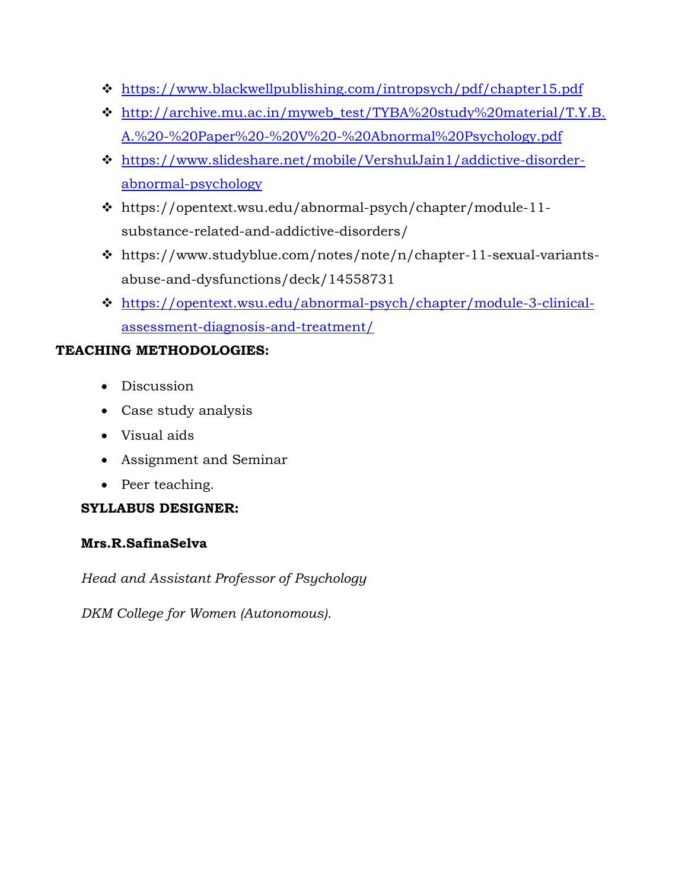- https://www.blackwellpublishing.com/intropsych/pdf/chapter15.pdf
- http://archive.mu.ac.in/myweb_test/TYBA%20study%20material/T.Y.B.A.%20-%20Paper%20-%20V%20-%20Abnormal%20Psychology.pdf
- https://www.slideshare.net/mobile/VershulJain1/addictive-disorder-abnormal-psychology
- https://opentext.wsu.edu/abnormal-psych/chapter/module-11-substance-related-and-addictive-disorders/
- https://www.studyblue.com/notes/note/n/chapter-11-sexual-variants-abuse-and-dysfunctions/deck/14558731
- https://opentext.wsu.edu/abnormal-psych/chapter/module-3-clinical-assessment-diagnosis-and-treatment/

**TEACHING METHODOLOGIES:**

- Discussion
- Case study analysis
- Visual aids
- Assignment and Seminar
- Peer teaching.

**SYLLABUS DESIGNER:**

**Mrs.R.SafinaSelva**

*Head and Assistant Professor of Psychology*

*DKM College for Women (Autonomous).*